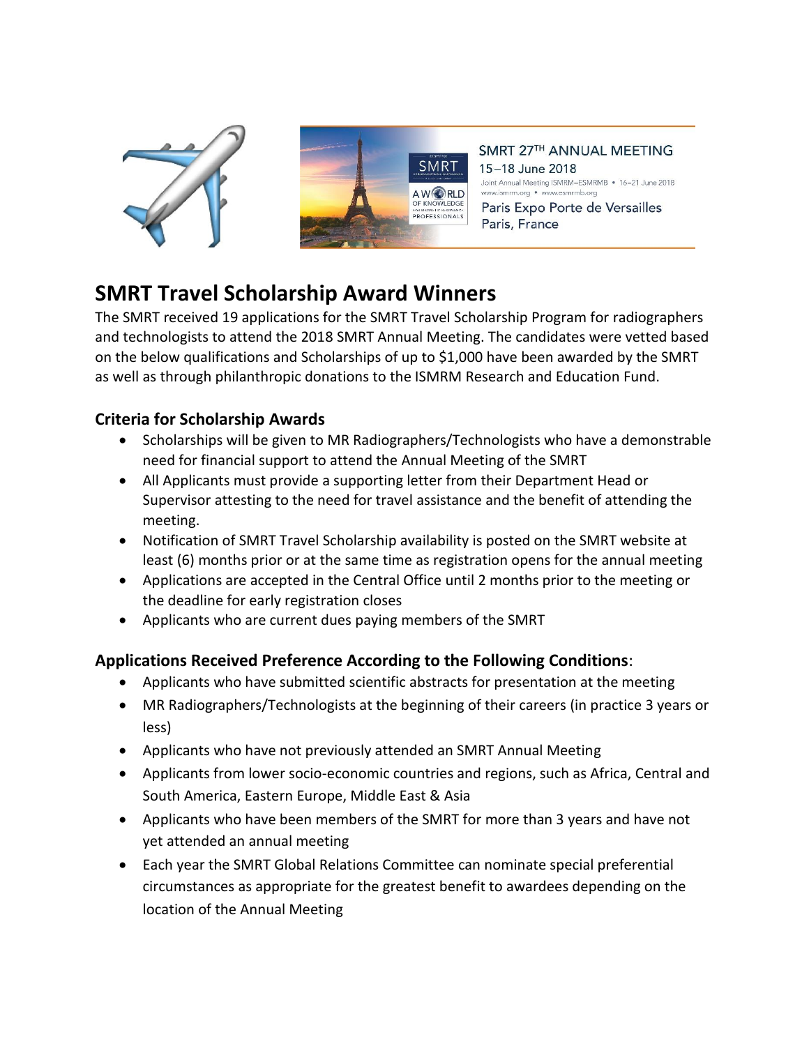SMRT 27TH ANNUAL MEETING
15–18 June 2018
Joint Annual Meeting ISMRM–ESMRMB • 16–21 June 2018
www.ismrm.org • www.esmrmb.org
Paris Expo Porte de Versailles
Paris, France

# SMRT Travel Scholarship Award Winners

The SMRT received 19 applications for the SMRT Travel Scholarship Program for radiographers and technologists to attend the 2018 SMRT Annual Meeting. The candidates were vetted based on the below qualifications and Scholarships of up to $1,000 have been awarded by the SMRT as well as through philanthropic donations to the ISMRM Research and Education Fund.

## Criteria for Scholarship Awards

- Scholarships will be given to MR Radiographers/Technologists who have a demonstrable need for financial support to attend the Annual Meeting of the SMRT
- All Applicants must provide a supporting letter from their Department Head or Supervisor attesting to the need for travel assistance and the benefit of attending the meeting.
- Notification of SMRT Travel Scholarship availability is posted on the SMRT website at least (6) months prior or at the same time as registration opens for the annual meeting
- Applications are accepted in the Central Office until 2 months prior to the meeting or the deadline for early registration closes
- Applicants who are current dues paying members of the SMRT

## Applications Received Preference According to the Following Conditions:

- Applicants who have submitted scientific abstracts for presentation at the meeting
- MR Radiographers/Technologists at the beginning of their careers (in practice 3 years or less)
- Applicants who have not previously attended an SMRT Annual Meeting
- Applicants from lower socio-economic countries and regions, such as Africa, Central and South America, Eastern Europe, Middle East & Asia
- Applicants who have been members of the SMRT for more than 3 years and have not yet attended an annual meeting
- Each year the SMRT Global Relations Committee can nominate special preferential circumstances as appropriate for the greatest benefit to awardees depending on the location of the Annual Meeting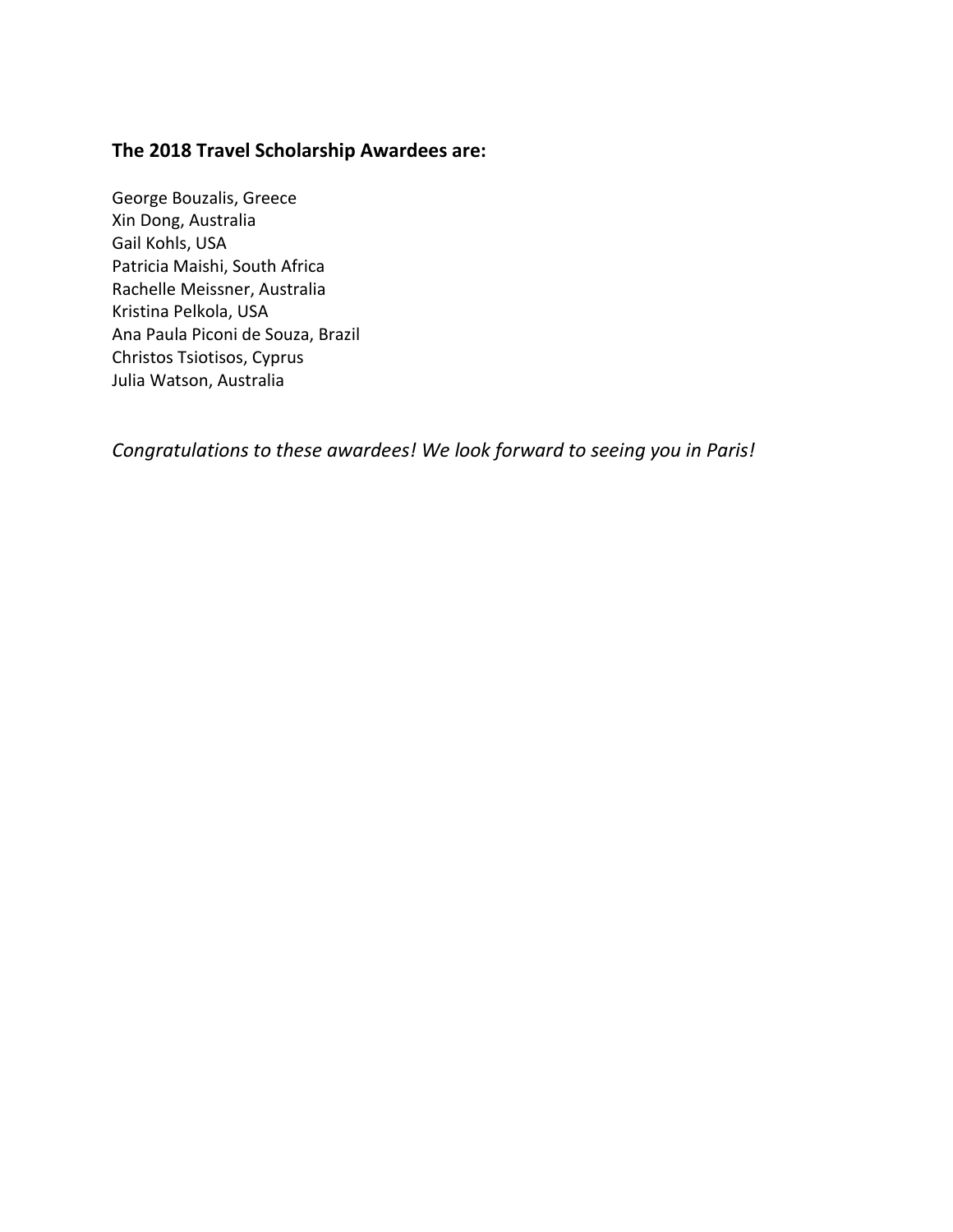**The 2018 Travel Scholarship Awardees are:**

George Bouzalis, Greece
Xin Dong, Australia
Gail Kohls, USA
Patricia Maishi, South Africa
Rachelle Meissner, Australia
Kristina Pelkola, USA
Ana Paula Piconi de Souza, Brazil
Christos Tsiotisos, Cyprus
Julia Watson, Australia

*Congratulations to these awardees! We look forward to seeing you in Paris!*